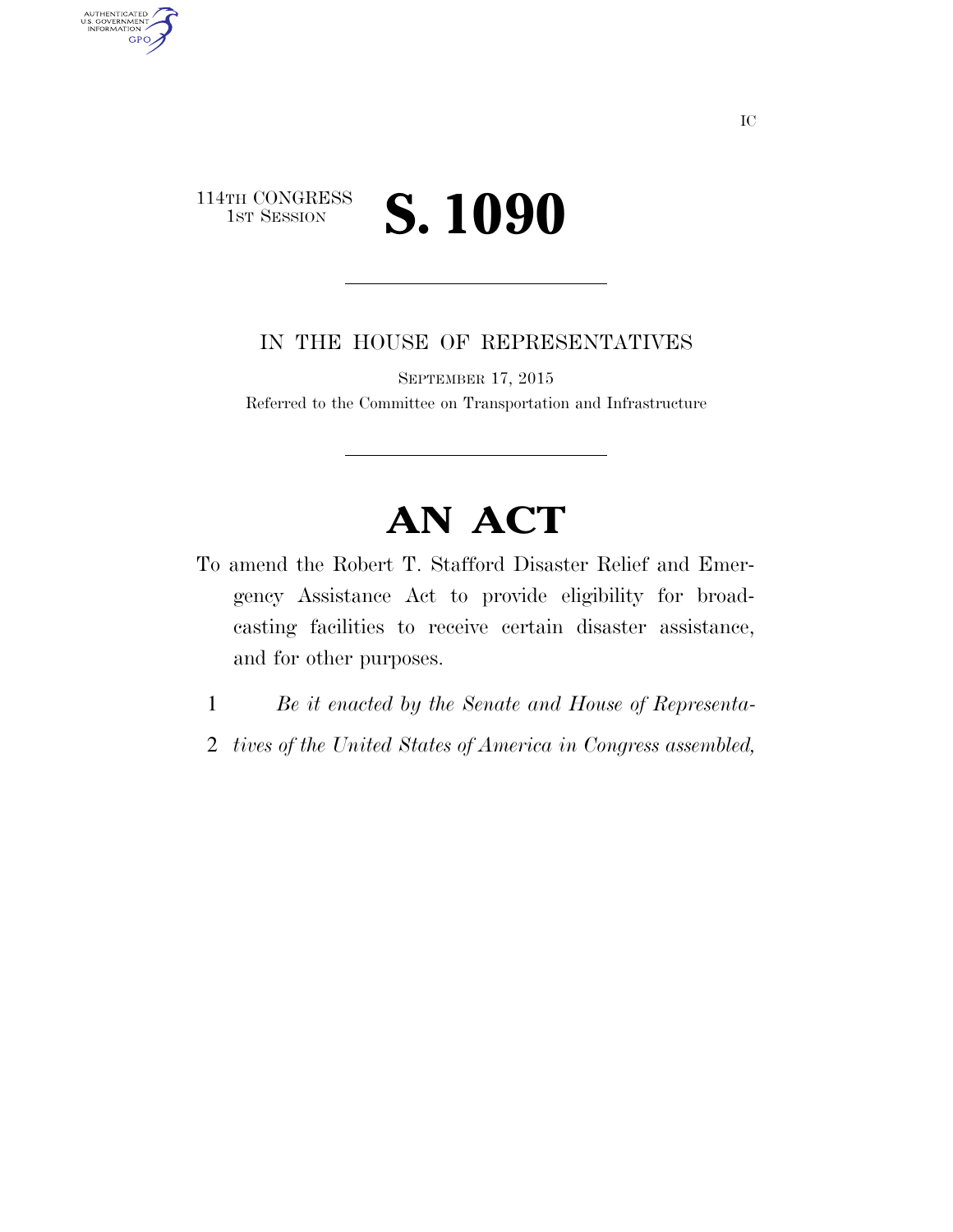114TH CONGRESS
1ST SESSION

# S. 1090

IN THE HOUSE OF REPRESENTATIVES

SEPTEMBER 17, 2015

Referred to the Committee on Transportation and Infrastructure

# AN ACT

To amend the Robert T. Stafford Disaster Relief and Emergency Assistance Act to provide eligibility for broadcasting facilities to receive certain disaster assistance, and for other purposes.

1 *Be it enacted by the Senate and House of Representa-*
2 *tives of the United States of America in Congress assembled,*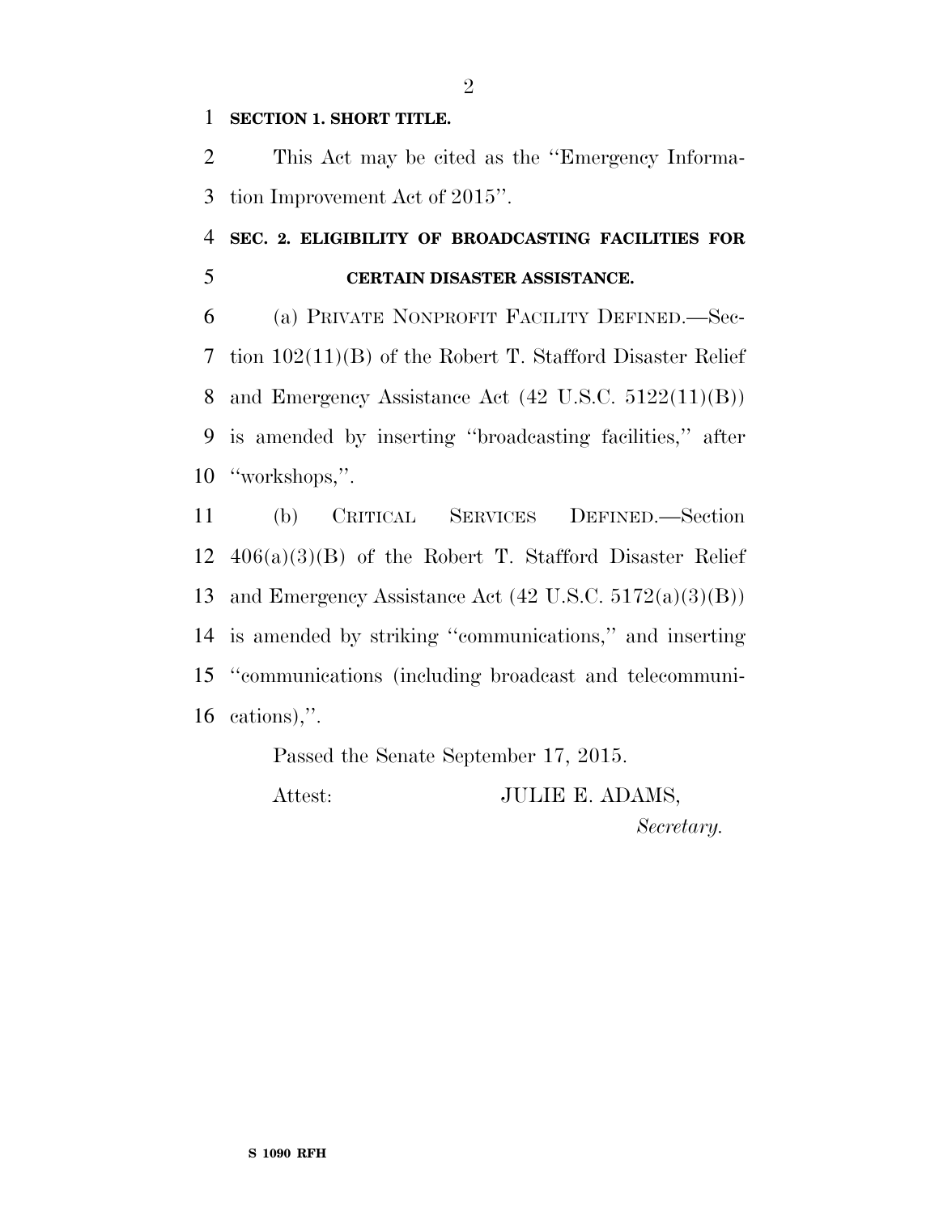**SECTION 1. SHORT TITLE.**

This Act may be cited as the ''Emergency Information Improvement Act of 2015''.

**SEC. 2. ELIGIBILITY OF BROADCASTING FACILITIES FOR CERTAIN DISASTER ASSISTANCE.**

(a) PRIVATE NONPROFIT FACILITY DEFINED.—Section 102(11)(B) of the Robert T. Stafford Disaster Relief and Emergency Assistance Act (42 U.S.C. 5122(11)(B)) is amended by inserting ''broadcasting facilities,'' after ''workshops,''.

(b) CRITICAL SERVICES DEFINED.—Section 406(a)(3)(B) of the Robert T. Stafford Disaster Relief and Emergency Assistance Act (42 U.S.C. 5172(a)(3)(B)) is amended by striking ''communications,'' and inserting ''communications (including broadcast and telecommunications),''.

Passed the Senate September 17, 2015.

Attest: JULIE E. ADAMS,

*Secretary.*